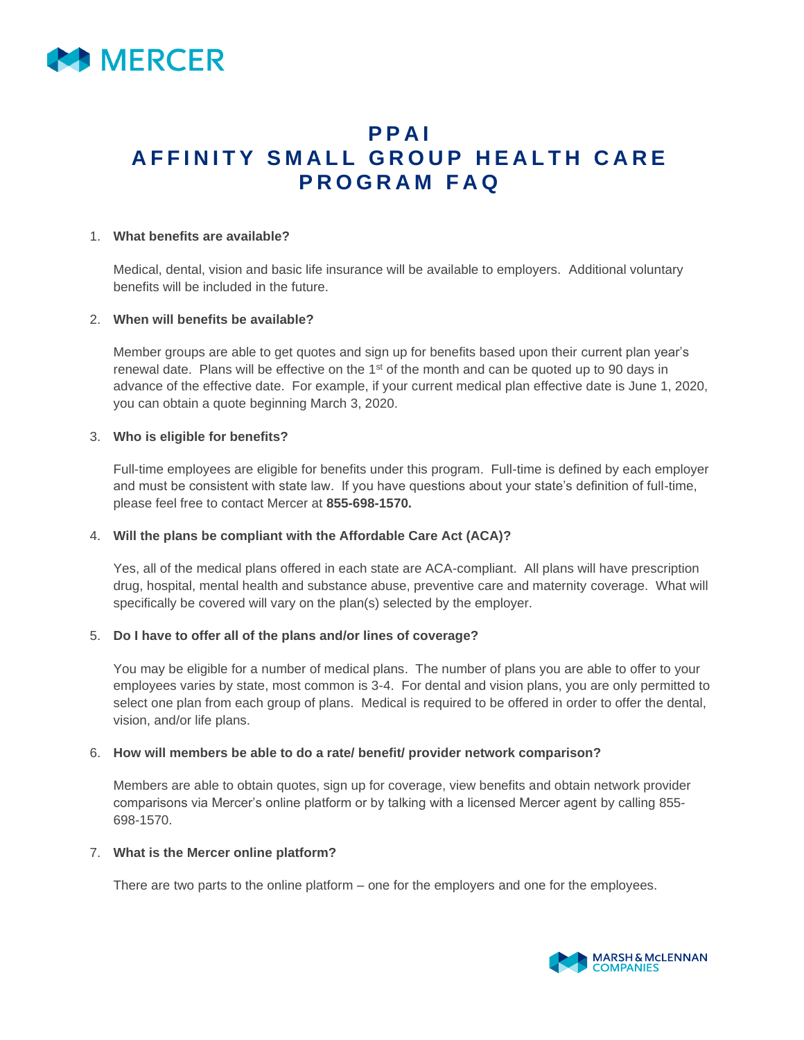# PPAI AFFINITY SMALL GROUP HEALTH CARE PROGRAM FAQ

1. **What benefits are available?**

   Medical, dental, vision and basic life insurance will be available to employers. Additional voluntary benefits will be included in the future.

2. **When will benefits be available?**

   Member groups are able to get quotes and sign up for benefits based upon their current plan year's renewal date. Plans will be effective on the 1st of the month and can be quoted up to 90 days in advance of the effective date. For example, if your current medical plan effective date is June 1, 2020, you can obtain a quote beginning March 3, 2020.

3. **Who is eligible for benefits?**

   Full-time employees are eligible for benefits under this program. Full-time is defined by each employer and must be consistent with state law. If you have questions about your state's definition of full-time, please feel free to contact Mercer at **855-698-1570.**

4. **Will the plans be compliant with the Affordable Care Act (ACA)?**

   Yes, all of the medical plans offered in each state are ACA-compliant. All plans will have prescription drug, hospital, mental health and substance abuse, preventive care and maternity coverage. What will specifically be covered will vary on the plan(s) selected by the employer.

5. **Do I have to offer all of the plans and/or lines of coverage?**

   You may be eligible for a number of medical plans. The number of plans you are able to offer to your employees varies by state, most common is 3-4. For dental and vision plans, you are only permitted to select one plan from each group of plans. Medical is required to be offered in order to offer the dental, vision, and/or life plans.

6. **How will members be able to do a rate/ benefit/ provider network comparison?**

   Members are able to obtain quotes, sign up for coverage, view benefits and obtain network provider comparisons via Mercer's online platform or by talking with a licensed Mercer agent by calling 855-698-1570.

7. **What is the Mercer online platform?**

   There are two parts to the online platform – one for the employers and one for the employees.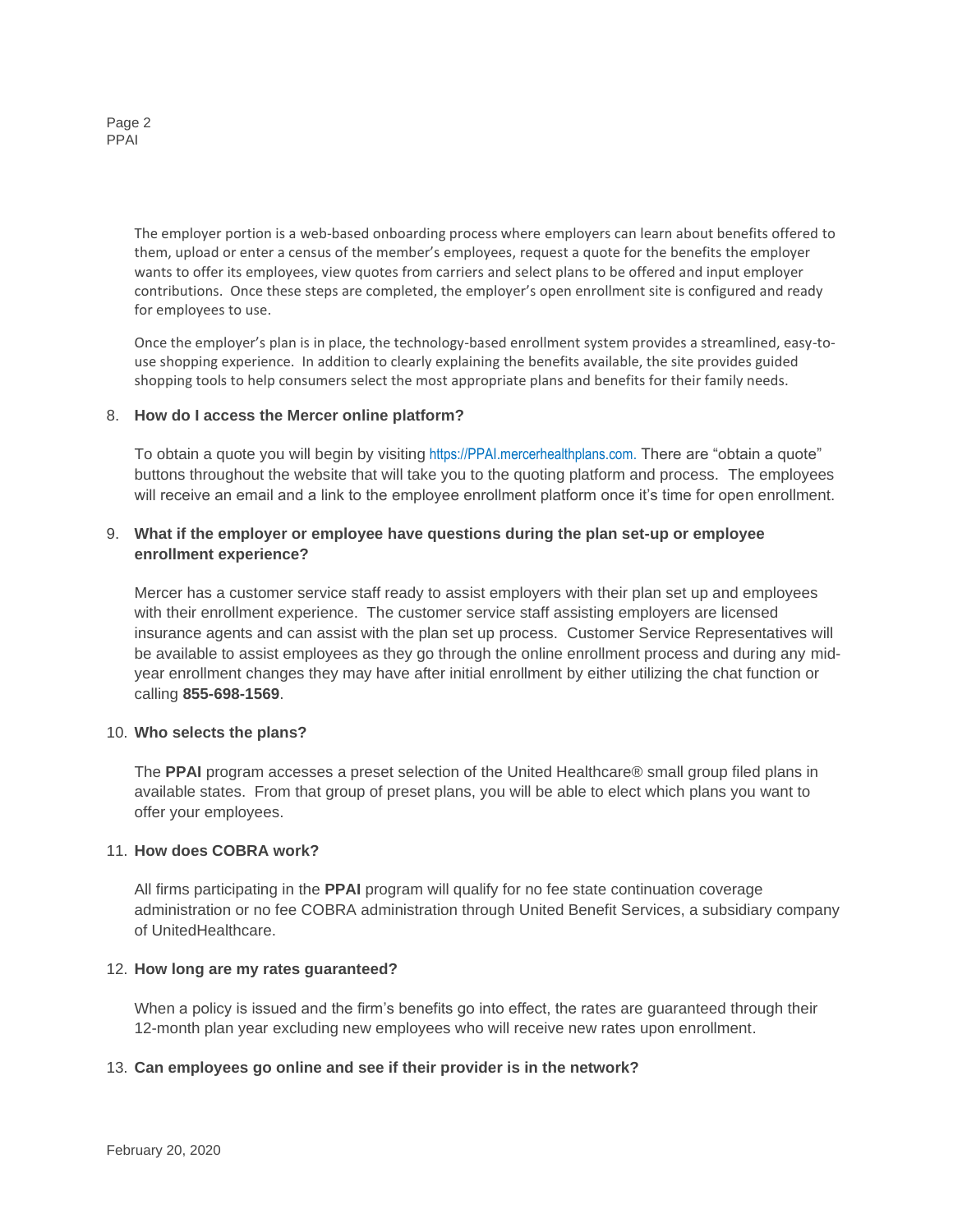The employer portion is a web-based onboarding process where employers can learn about benefits offered to them, upload or enter a census of the member's employees, request a quote for the benefits the employer wants to offer its employees, view quotes from carriers and select plans to be offered and input employer contributions. Once these steps are completed, the employer's open enrollment site is configured and ready for employees to use.

Once the employer's plan is in place, the technology-based enrollment system provides a streamlined, easy-to-use shopping experience. In addition to clearly explaining the benefits available, the site provides guided shopping tools to help consumers select the most appropriate plans and benefits for their family needs.

8. **How do I access the Mercer online platform?**

   To obtain a quote you will begin by visiting https://PPAI.mercerhealthplans.com. There are "obtain a quote" buttons throughout the website that will take you to the quoting platform and process. The employees will receive an email and a link to the employee enrollment platform once it's time for open enrollment.

9. **What if the employer or employee have questions during the plan set-up or employee enrollment experience?**

   Mercer has a customer service staff ready to assist employers with their plan set up and employees with their enrollment experience. The customer service staff assisting employers are licensed insurance agents and can assist with the plan set up process. Customer Service Representatives will be available to assist employees as they go through the online enrollment process and during any mid-year enrollment changes they may have after initial enrollment by either utilizing the chat function or calling **855-698-1569**.

10. **Who selects the plans?**

    The **PPAI** program accesses a preset selection of the United Healthcare® small group filed plans in available states. From that group of preset plans, you will be able to elect which plans you want to offer your employees.

11. **How does COBRA work?**

    All firms participating in the **PPAI** program will qualify for no fee state continuation coverage administration or no fee COBRA administration through United Benefit Services, a subsidiary company of UnitedHealthcare.

12. **How long are my rates guaranteed?**

    When a policy is issued and the firm's benefits go into effect, the rates are guaranteed through their 12-month plan year excluding new employees who will receive new rates upon enrollment.

13. **Can employees go online and see if their provider is in the network?**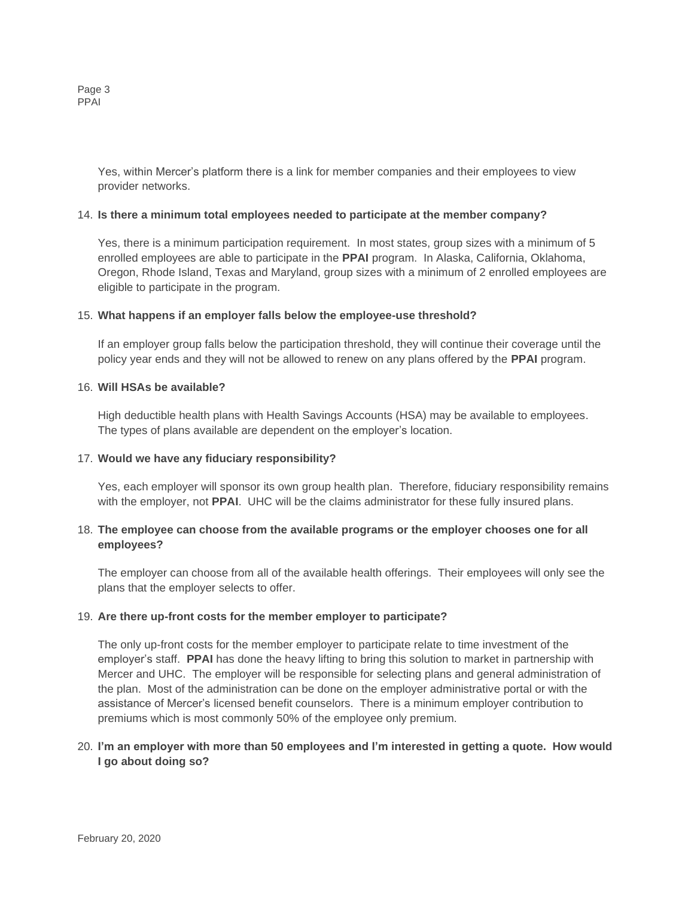Yes, within Mercer's platform there is a link for member companies and their employees to view provider networks.

14. **Is there a minimum total employees needed to participate at the member company?**

    Yes, there is a minimum participation requirement. In most states, group sizes with a minimum of 5 enrolled employees are able to participate in the **PPAI** program. In Alaska, California, Oklahoma, Oregon, Rhode Island, Texas and Maryland, group sizes with a minimum of 2 enrolled employees are eligible to participate in the program.

15. **What happens if an employer falls below the employee-use threshold?**

    If an employer group falls below the participation threshold, they will continue their coverage until the policy year ends and they will not be allowed to renew on any plans offered by the **PPAI** program.

16. **Will HSAs be available?**

    High deductible health plans with Health Savings Accounts (HSA) may be available to employees. The types of plans available are dependent on the employer's location.

17. **Would we have any fiduciary responsibility?**

    Yes, each employer will sponsor its own group health plan. Therefore, fiduciary responsibility remains with the employer, not **PPAI**. UHC will be the claims administrator for these fully insured plans.

18. **The employee can choose from the available programs or the employer chooses one for all employees?**

    The employer can choose from all of the available health offerings. Their employees will only see the plans that the employer selects to offer.

19. **Are there up-front costs for the member employer to participate?**

    The only up-front costs for the member employer to participate relate to time investment of the employer's staff. **PPAI** has done the heavy lifting to bring this solution to market in partnership with Mercer and UHC. The employer will be responsible for selecting plans and general administration of the plan. Most of the administration can be done on the employer administrative portal or with the assistance of Mercer's licensed benefit counselors. There is a minimum employer contribution to premiums which is most commonly 50% of the employee only premium.

20. **I'm an employer with more than 50 employees and I'm interested in getting a quote. How would I go about doing so?**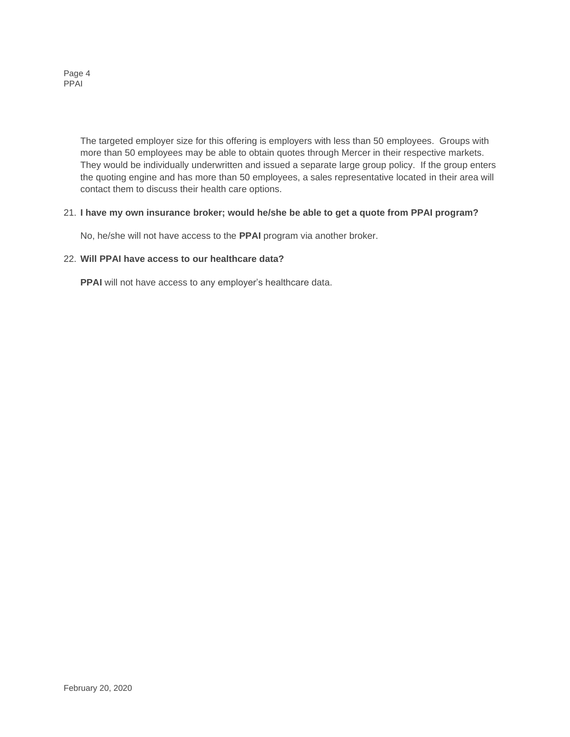The targeted employer size for this offering is employers with less than 50 employees. Groups with more than 50 employees may be able to obtain quotes through Mercer in their respective markets. They would be individually underwritten and issued a separate large group policy. If the group enters the quoting engine and has more than 50 employees, a sales representative located in their area will contact them to discuss their health care options.

21. **I have my own insurance broker; would he/she be able to get a quote from PPAI program?**

    No, he/she will not have access to the **PPAI** program via another broker.

22. **Will PPAI have access to our healthcare data?**

    **PPAI** will not have access to any employer's healthcare data.

February 20, 2020